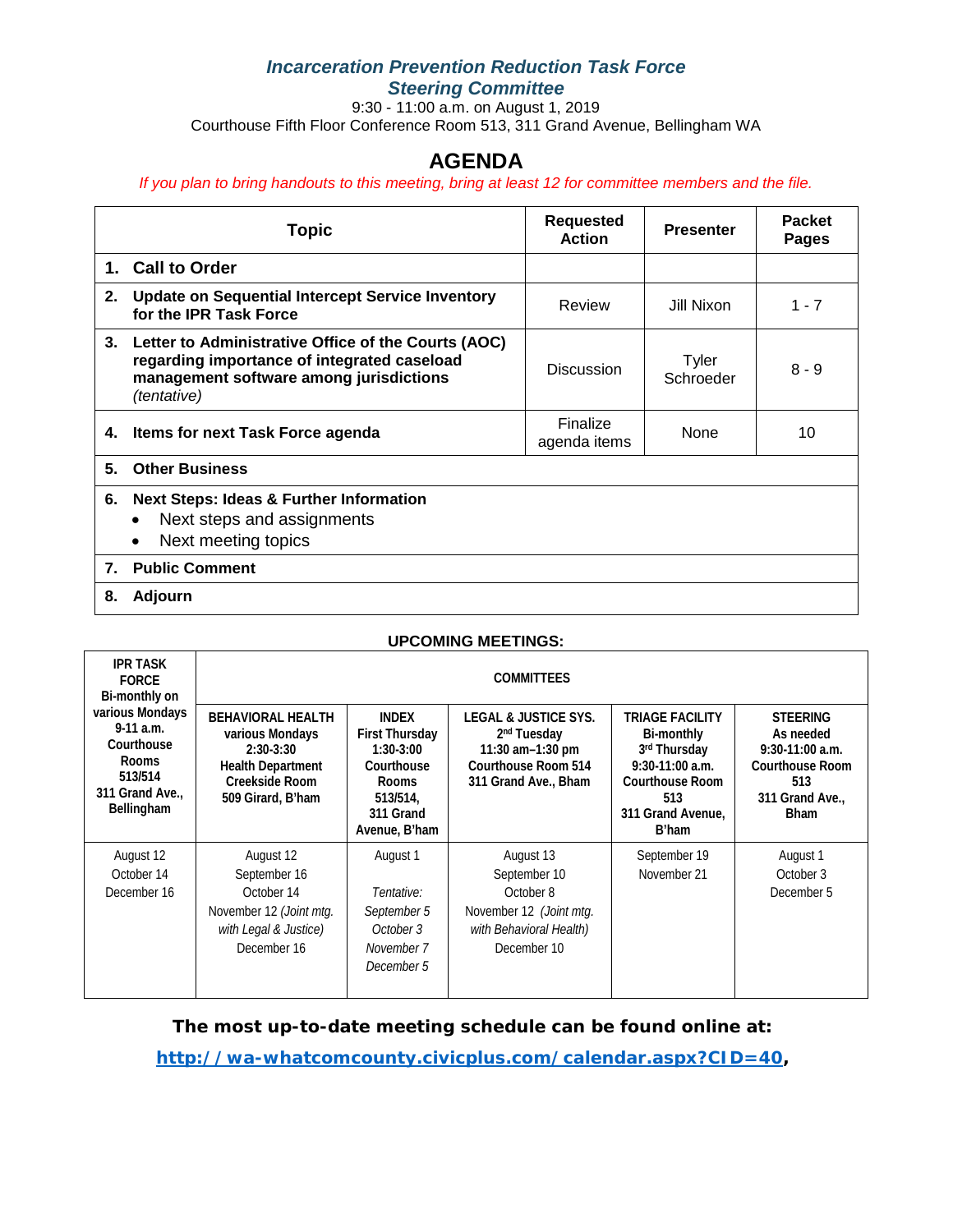# *Incarceration Prevention Reduction Task Force*
## *Steering Committee*

9:30 - 11:00 a.m. on August 1, 2019
Courthouse Fifth Floor Conference Room 513, 311 Grand Avenue, Bellingham WA

# AGENDA

*If you plan to bring handouts to this meeting, bring at least 12 for committee members and the file.*

| Topic | Requested Action | Presenter | Packet Pages |
|---|---|---|---|
| **1. Call to Order** | | | |
| **2. Update on Sequential Intercept Service Inventory for the IPR Task Force** | Review | Jill Nixon | 1 - 7 |
| **3. Letter to Administrative Office of the Courts (AOC) regarding importance of integrated caseload management software among jurisdictions** *(tentative)* | Discussion | Tyler Schroeder | 8 - 9 |
| **4. Items for next Task Force agenda** | Finalize agenda items | None | 10 |
| **5. Other Business** | | | |
| **6. Next Steps: Ideas & Further Information** <br>• Next steps and assignments <br>• Next meeting topics | | | |
| **7. Public Comment** | | | |
| **8. Adjourn** | | | |

**UPCOMING MEETINGS:**

| IPR TASK FORCE Bi-monthly on various Mondays 9-11 a.m. Courthouse Rooms 513/514 311 Grand Ave., Bellingham | COMMITTEES | | | | |
|---|---|---|---|---|---|
| | **BEHAVIORAL HEALTH** various Mondays 2:30-3:30 Health Department Creekside Room 509 Girard, B'ham | **INDEX** First Thursday 1:30-3:00 Courthouse Rooms 513/514, 311 Grand Avenue, B'ham | **LEGAL & JUSTICE SYS.** 2nd Tuesday 11:30 am–1:30 pm Courthouse Room 514 311 Grand Ave., Bham | **TRIAGE FACILITY** Bi-monthly 3rd Thursday 9:30-11:00 a.m. Courthouse Room 513 311 Grand Avenue, B'ham | **STEERING** As needed 9:30-11:00 a.m. Courthouse Room 513 311 Grand Ave., Bham |
| August 12<br>October 14<br>December 16 | August 12<br>September 16<br>October 14<br>November 12 *(Joint mtg. with Legal & Justice)*<br>December 16 | August 1<br><br>*Tentative:*<br>*September 5*<br>*October 3*<br>*November 7*<br>*December 5* | August 13<br>September 10<br>October 8<br>November 12 *(Joint mtg. with Behavioral Health)*<br>December 10 | September 19<br>November 21 | August 1<br>October 3<br>December 5 |

**The most up-to-date meeting schedule can be found online at:**

**http://wa-whatcomcounty.civicplus.com/calendar.aspx?CID=40,**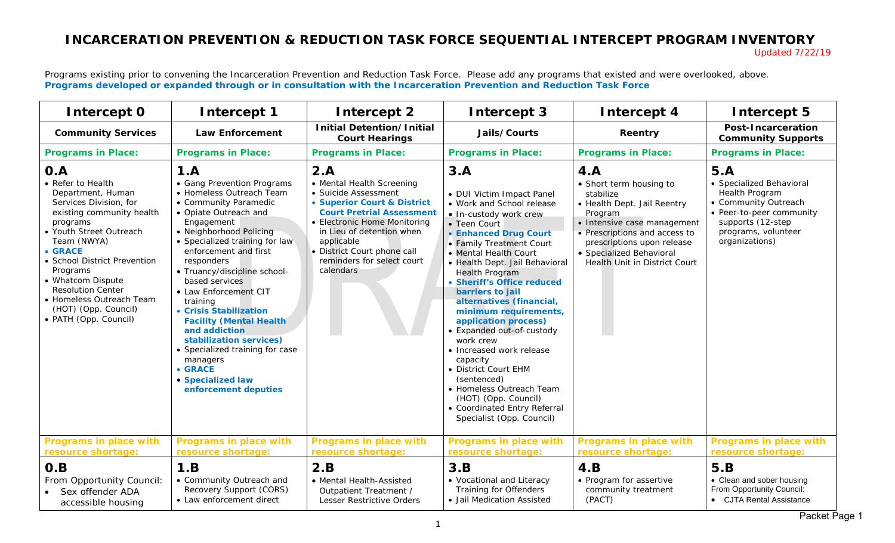# INCARCERATION PREVENTION & REDUCTION TASK FORCE SEQUENTIAL INTERCEPT PROGRAM INVENTORY

Updated 7/22/19

Programs existing prior to convening the Incarceration Prevention and Reduction Task Force. Please add any programs that existed and were overlooked, above.

**Programs developed or expanded through or in consultation with the Incarceration Prevention and Reduction Task Force**

| Intercept 0 | Intercept 1 | Intercept 2 | Intercept 3 | Intercept 4 | Intercept 5 |
|---|---|---|---|---|---|
| **Community Services** | **Law Enforcement** | **Initial Detention/Initial Court Hearings** | **Jails/Courts** | **Reentry** | **Post-Incarceration Community Supports** |
| **Programs in Place:** | **Programs in Place:** | **Programs in Place:** | **Programs in Place:** | **Programs in Place:** | **Programs in Place:** |
| **0.A**<br>• Refer to Health Department, Human Services Division, for existing community health programs<br>• Youth Street Outreach Team (NWYA)<br>• **GRACE**<br>• School District Prevention Programs<br>• Whatcom Dispute Resolution Center<br>• Homeless Outreach Team (HOT) (Opp. Council)<br>• PATH (Opp. Council) | **1.A**<br>• Gang Prevention Programs<br>• Homeless Outreach Team<br>• Community Paramedic<br>• Opiate Outreach and Engagement<br>• Neighborhood Policing<br>• Specialized training for law enforcement and first responders<br>• Truancy/discipline school-based services<br>• Law Enforcement CIT training<br>• **Crisis Stabilization Facility (Mental Health and addiction stabilization services)**<br>• Specialized training for case managers<br>• **GRACE**<br>• **Specialized law enforcement deputies** | **2.A**<br>• Mental Health Screening<br>• Suicide Assessment<br>• **Superior Court & District Court Pretrial Assessment**<br>• Electronic Home Monitoring in Lieu of detention when applicable<br>• District Court phone call reminders for select court calendars | **3.A**<br>• DUI Victim Impact Panel<br>• Work and School release<br>• In-custody work crew<br>• Teen Court<br>• **Enhanced Drug Court**<br>• Family Treatment Court<br>• Mental Health Court<br>• Health Dept. Jail Behavioral Health Program<br>• **Sheriff's Office reduced barriers to jail alternatives (financial, minimum requirements, application process)**<br>• Expanded out-of-custody work crew<br>• Increased work release capacity<br>• District Court EHM (sentenced)<br>• Homeless Outreach Team (HOT) (Opp. Council)<br>• Coordinated Entry Referral Specialist (Opp. Council) | **4.A**<br>• Short term housing to stabilize<br>• Health Dept. Jail Reentry Program<br>• Intensive case management<br>• Prescriptions and access to prescriptions upon release<br>• Specialized Behavioral Health Unit in District Court | **5.A**<br>• Specialized Behavioral Health Program<br>• Community Outreach<br>• Peer-to-peer community supports (12-step programs, volunteer organizations) |
| **Programs in place with resource shortage:** | **Programs in place with resource shortage:** | **Programs in place with resource shortage:** | **Programs in place with resource shortage:** | **Programs in place with resource shortage:** | **Programs in place with resource shortage:** |
| **0.B**<br>From Opportunity Council:<br>• Sex offender ADA accessible housing | **1.B**<br>• Community Outreach and Recovery Support (CORS)<br>• Law enforcement direct | **2.B**<br>• Mental Health-Assisted Outpatient Treatment / Lesser Restrictive Orders | **3.B**<br>• Vocational and Literacy Training for Offenders<br>• Jail Medication Assisted | **4.B**<br>• Program for assertive community treatment (PACT) | **5.B**<br>• Clean and sober housing<br>From Opportunity Council:<br>• CJTA Rental Assistance |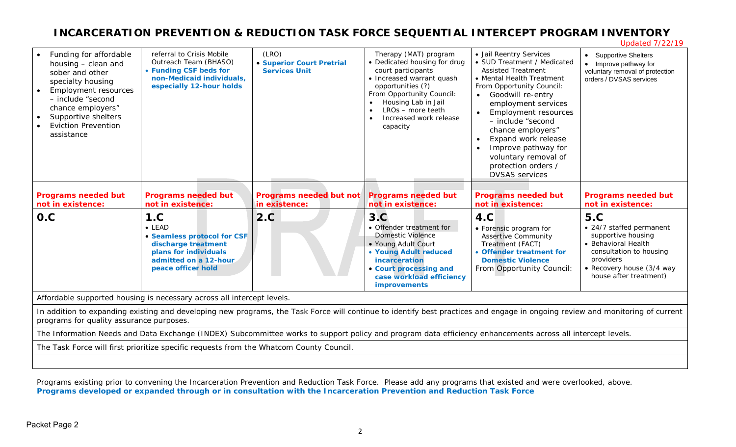# INCARCERATION PREVENTION & REDUCTION TASK FORCE SEQUENTIAL INTERCEPT PROGRAM INVENTORY

Updated 7/22/19

| | | | | | |
|---|---|---|---|---|---|
| • Funding for affordable housing – clean and sober and other specialty housing<br>• Employment resources – include "second chance employers"<br>• Supportive shelters<br>• Eviction Prevention assistance | referral to Crisis Mobile Outreach Team (BHASO)<br>• **Funding CSF beds for non-Medicaid individuals, especially 12-hour holds** | (LRO)<br>• **Superior Court Pretrial Services Unit** | Therapy (MAT) program<br>• Dedicated housing for drug court participants<br>• Increased warrant quash opportunities (?)<br>From Opportunity Council:<br>• Housing Lab in Jail<br>• LROs – more teeth<br>• Increased work release capacity | • Jail Reentry Services<br>• SUD Treatment / Medicated Assisted Treatment<br>• Mental Health Treatment<br>From Opportunity Council:<br>• Goodwill re-entry employment services<br>• Employment resources – include "second chance employers"<br>• Expand work release<br>• Improve pathway for voluntary removal of protection orders / DVSAS services | • Supportive Shelters<br>• Improve pathway for voluntary removal of protection orders / DVSAS services |
| **Programs needed but not in existence:** | **Programs needed but not in existence:** | **Programs needed but not in existence:** | **Programs needed but not in existence:** | **Programs needed but not in existence:** | **Programs needed but not in existence:** |
| **0.C** | **1.C**<br>• LEAD<br>• **Seamless protocol for CSF discharge treatment plans for individuals admitted on a 12-hour peace officer hold** | **2.C** | **3.C**<br>• Offender treatment for Domestic Violence<br>• Young Adult Court<br>• **Young Adult reduced incarceration**<br>• **Court processing and case workload efficiency improvements** | **4.C**<br>• Forensic program for Assertive Community Treatment (FACT)<br>• **Offender treatment for Domestic Violence**<br>From Opportunity Council: | **5.C**<br>• 24/7 staffed permanent supportive housing<br>• Behavioral Health consultation to housing providers<br>• Recovery house (3/4 way house after treatment) |
| Affordable supported housing is necessary across all intercept levels. | | | | | |
| In addition to expanding existing and developing new programs, the Task Force will continue to identify best practices and engage in ongoing review and monitoring of current programs for quality assurance purposes. | | | | | |
| The Information Needs and Data Exchange (INDEX) Subcommittee works to support policy and program data efficiency enhancements across all intercept levels. | | | | | |
| The Task Force will first prioritize specific requests from the Whatcom County Council. | | | | | |

Programs existing prior to convening the Incarceration Prevention and Reduction Task Force. Please add any programs that existed and were overlooked, above.

**Programs developed or expanded through or in consultation with the Incarceration Prevention and Reduction Task Force**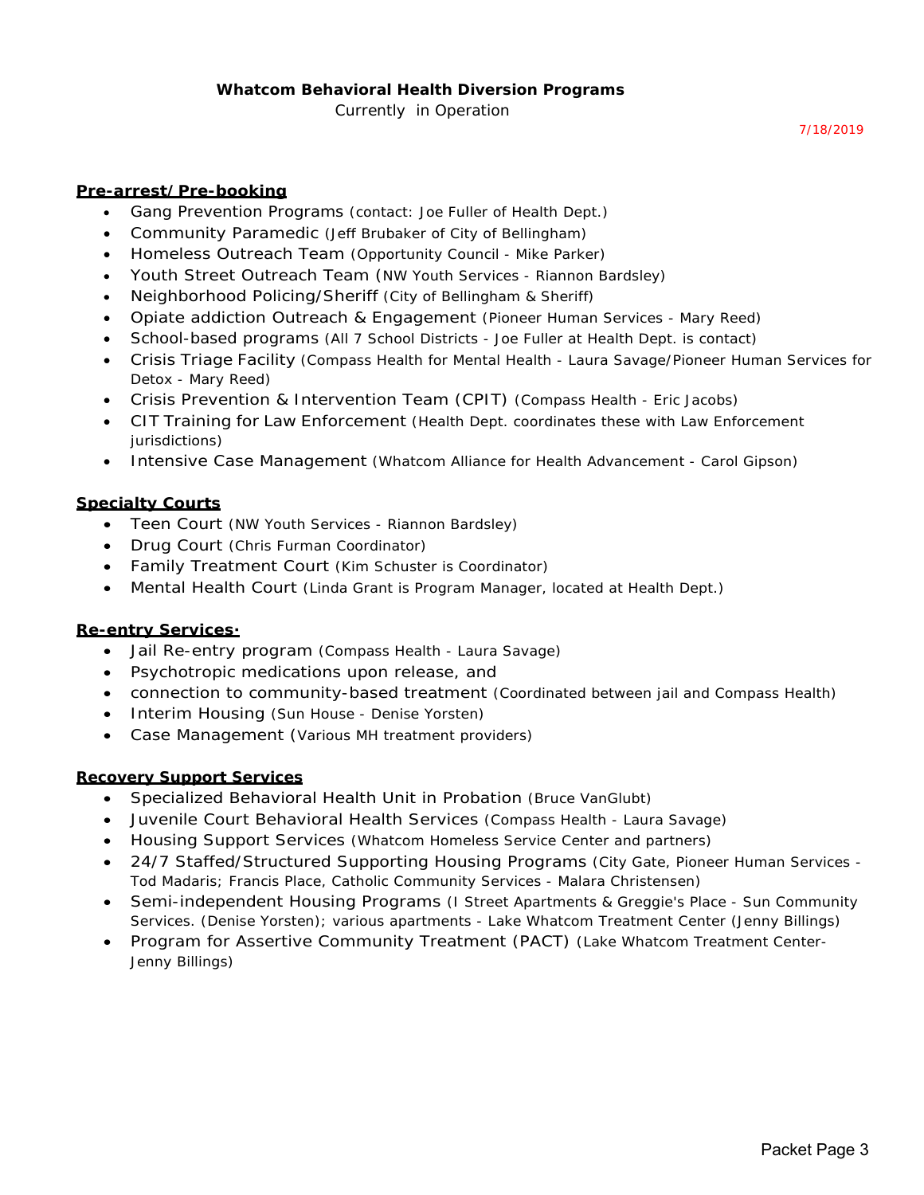**Whatcom Behavioral Health Diversion Programs**

Currently in Operation

7/18/2019

**Pre-arrest/Pre-booking**

- Gang Prevention Programs (contact: Joe Fuller of Health Dept.)
- Community Paramedic (Jeff Brubaker of City of Bellingham)
- Homeless Outreach Team (Opportunity Council - Mike Parker)
- Youth Street Outreach Team (NW Youth Services - Riannon Bardsley)
- Neighborhood Policing/Sheriff (City of Bellingham & Sheriff)
- Opiate addiction Outreach & Engagement (Pioneer Human Services - Mary Reed)
- School-based programs (All 7 School Districts - Joe Fuller at Health Dept. is contact)
- Crisis Triage Facility (Compass Health for Mental Health - Laura Savage/Pioneer Human Services for Detox - Mary Reed)
- Crisis Prevention & Intervention Team (CPIT) (Compass Health - Eric Jacobs)
- CIT Training for Law Enforcement (Health Dept. coordinates these with Law Enforcement jurisdictions)
- Intensive Case Management (Whatcom Alliance for Health Advancement - Carol Gipson)

**Specialty Courts**

- Teen Court (NW Youth Services - Riannon Bardsley)
- Drug Court (Chris Furman Coordinator)
- Family Treatment Court (Kim Schuster is Coordinator)
- Mental Health Court (Linda Grant is Program Manager, located at Health Dept.)

**Re-entry Services:**

- Jail Re-entry program (Compass Health - Laura Savage)
- Psychotropic medications upon release, and
- connection to community-based treatment (Coordinated between jail and Compass Health)
- Interim Housing (Sun House - Denise Yorsten)
- Case Management (Various MH treatment providers)

**Recovery Support Services**

- Specialized Behavioral Health Unit in Probation (Bruce VanGlubt)
- Juvenile Court Behavioral Health Services (Compass Health - Laura Savage)
- Housing Support Services (Whatcom Homeless Service Center and partners)
- 24/7 Staffed/Structured Supporting Housing Programs (City Gate, Pioneer Human Services - Tod Madaris; Francis Place, Catholic Community Services - Malara Christensen)
- Semi-independent Housing Programs (I Street Apartments & Greggie's Place - Sun Community Services. (Denise Yorsten); various apartments - Lake Whatcom Treatment Center (Jenny Billings)
- Program for Assertive Community Treatment (PACT) (Lake Whatcom Treatment Center- Jenny Billings)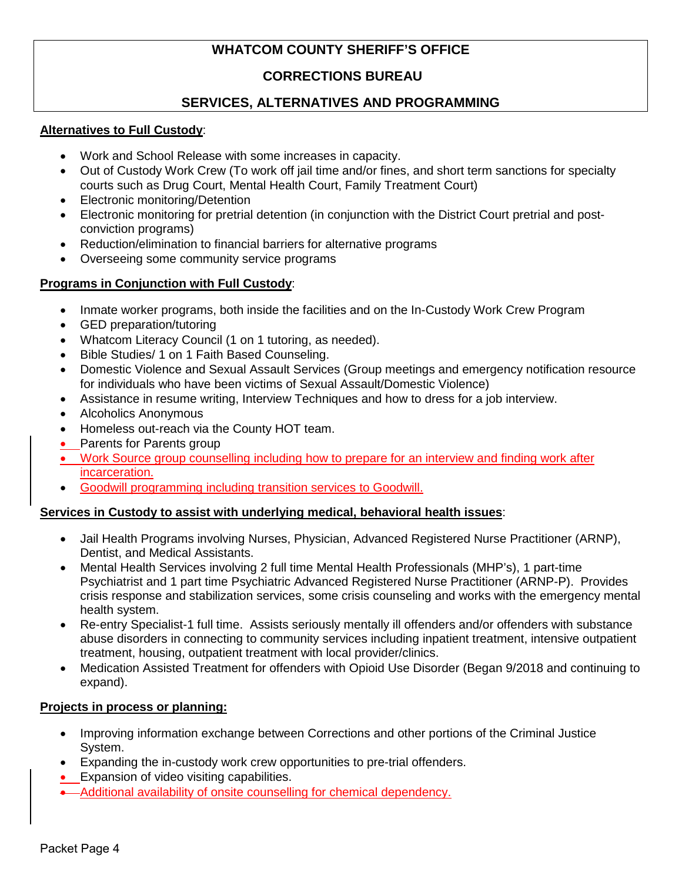# WHATCOM COUNTY SHERIFF'S OFFICE

## CORRECTIONS BUREAU

## SERVICES, ALTERNATIVES AND PROGRAMMING

**Alternatives to Full Custody**:

- Work and School Release with some increases in capacity.
- Out of Custody Work Crew (To work off jail time and/or fines, and short term sanctions for specialty courts such as Drug Court, Mental Health Court, Family Treatment Court)
- Electronic monitoring/Detention
- Electronic monitoring for pretrial detention (in conjunction with the District Court pretrial and post-conviction programs)
- Reduction/elimination to financial barriers for alternative programs
- Overseeing some community service programs

**Programs in Conjunction with Full Custody**:

- Inmate worker programs, both inside the facilities and on the In-Custody Work Crew Program
- GED preparation/tutoring
- Whatcom Literacy Council (1 on 1 tutoring, as needed).
- Bible Studies/ 1 on 1 Faith Based Counseling.
- Domestic Violence and Sexual Assault Services (Group meetings and emergency notification resource for individuals who have been victims of Sexual Assault/Domestic Violence)
- Assistance in resume writing, Interview Techniques and how to dress for a job interview.
- Alcoholics Anonymous
- Homeless out-reach via the County HOT team.
- Parents for Parents group
- Work Source group counselling including how to prepare for an interview and finding work after incarceration.
- Goodwill programming including transition services to Goodwill.

**Services in Custody to assist with underlying medical, behavioral health issues**:

- Jail Health Programs involving Nurses, Physician, Advanced Registered Nurse Practitioner (ARNP), Dentist, and Medical Assistants.
- Mental Health Services involving 2 full time Mental Health Professionals (MHP's), 1 part-time Psychiatrist and 1 part time Psychiatric Advanced Registered Nurse Practitioner (ARNP-P). Provides crisis response and stabilization services, some crisis counseling and works with the emergency mental health system.
- Re-entry Specialist-1 full time. Assists seriously mentally ill offenders and/or offenders with substance abuse disorders in connecting to community services including inpatient treatment, intensive outpatient treatment, housing, outpatient treatment with local provider/clinics.
- Medication Assisted Treatment for offenders with Opioid Use Disorder (Began 9/2018 and continuing to expand).

**Projects in process or planning:**

- Improving information exchange between Corrections and other portions of the Criminal Justice System.
- Expanding the in-custody work crew opportunities to pre-trial offenders.
- Expansion of video visiting capabilities.
- Additional availability of onsite counselling for chemical dependency.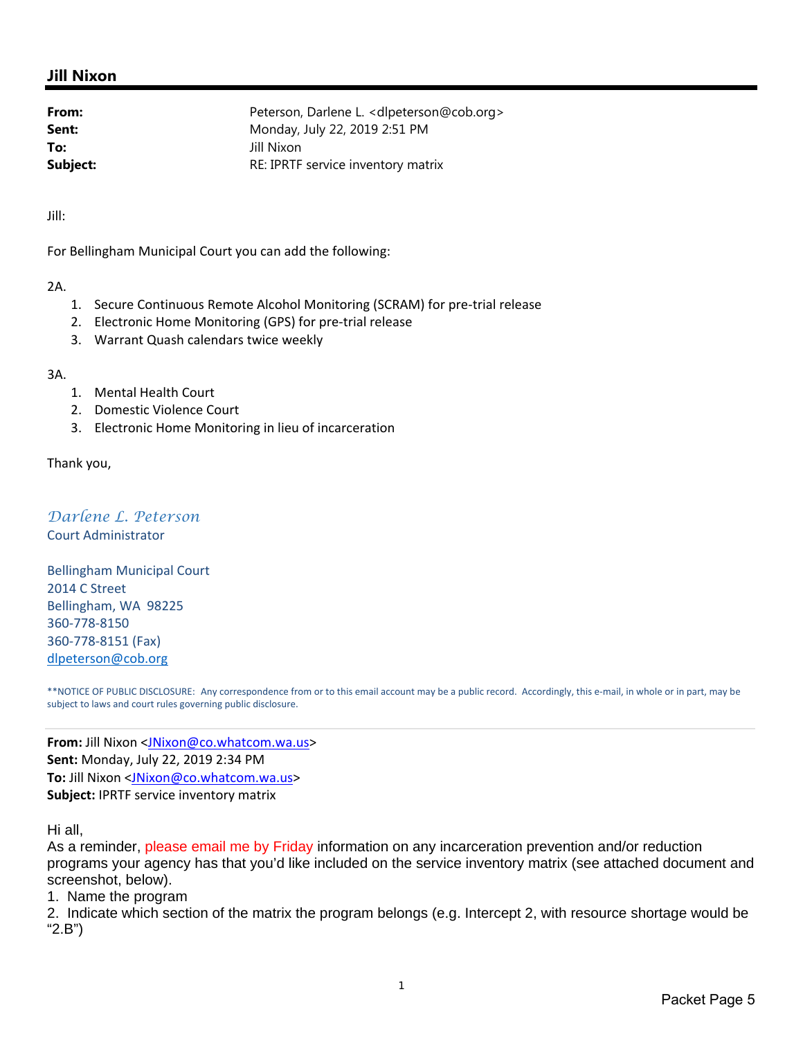## Jill Nixon

**From:** Peterson, Darlene L. <dlpeterson@cob.org>
**Sent:** Monday, July 22, 2019 2:51 PM
**To:** Jill Nixon
**Subject:** RE: IPRTF service inventory matrix

Jill:

For Bellingham Municipal Court you can add the following:

2A.

1. Secure Continuous Remote Alcohol Monitoring (SCRAM) for pre-trial release
2. Electronic Home Monitoring (GPS) for pre-trial release
3. Warrant Quash calendars twice weekly

3A.

1. Mental Health Court
2. Domestic Violence Court
3. Electronic Home Monitoring in lieu of incarceration

Thank you,

*Darlene L. Peterson*
Court Administrator

Bellingham Municipal Court
2014 C Street
Bellingham, WA 98225
360-778-8150
360-778-8151 (Fax)
dlpeterson@cob.org

**NOTICE OF PUBLIC DISCLOSURE: Any correspondence from or to this email account may be a public record. Accordingly, this e-mail, in whole or in part, may be subject to laws and court rules governing public disclosure.

---

**From:** Jill Nixon <JNixon@co.whatcom.wa.us>
**Sent:** Monday, July 22, 2019 2:34 PM
**To:** Jill Nixon <JNixon@co.whatcom.wa.us>
**Subject:** IPRTF service inventory matrix

Hi all,
As a reminder, please email me by Friday information on any incarceration prevention and/or reduction programs your agency has that you'd like included on the service inventory matrix (see attached document and screenshot, below).
1. Name the program
2. Indicate which section of the matrix the program belongs (e.g. Intercept 2, with resource shortage would be "2.B")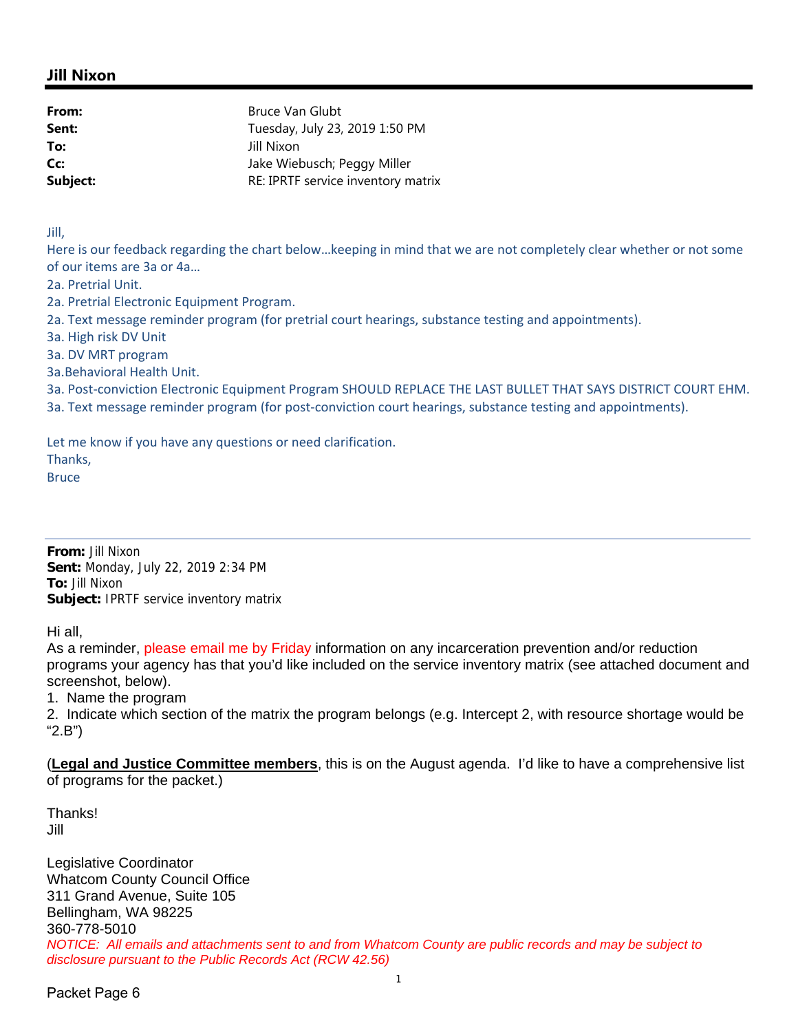## Jill Nixon

**From:** Bruce Van Glubt
**Sent:** Tuesday, July 23, 2019 1:50 PM
**To:** Jill Nixon
**Cc:** Jake Wiebusch; Peggy Miller
**Subject:** RE: IPRTF service inventory matrix

Jill,
Here is our feedback regarding the chart below…keeping in mind that we are not completely clear whether or not some of our items are 3a or 4a…
2a. Pretrial Unit.
2a. Pretrial Electronic Equipment Program.
2a. Text message reminder program (for pretrial court hearings, substance testing and appointments).
3a. High risk DV Unit
3a. DV MRT program
3a.Behavioral Health Unit.
3a. Post-conviction Electronic Equipment Program SHOULD REPLACE THE LAST BULLET THAT SAYS DISTRICT COURT EHM.
3a. Text message reminder program (for post-conviction court hearings, substance testing and appointments).

Let me know if you have any questions or need clarification.
Thanks,
Bruce

---

**From:** Jill Nixon
**Sent:** Monday, July 22, 2019 2:34 PM
**To:** Jill Nixon
**Subject:** IPRTF service inventory matrix

Hi all,
As a reminder, please email me by Friday information on any incarceration prevention and/or reduction programs your agency has that you'd like included on the service inventory matrix (see attached document and screenshot, below).
1. Name the program
2. Indicate which section of the matrix the program belongs (e.g. Intercept 2, with resource shortage would be "2.B")

(**Legal and Justice Committee members**, this is on the August agenda. I'd like to have a comprehensive list of programs for the packet.)

Thanks!
Jill

Legislative Coordinator
Whatcom County Council Office
311 Grand Avenue, Suite 105
Bellingham, WA 98225
360-778-5010
*NOTICE: All emails and attachments sent to and from Whatcom County are public records and may be subject to disclosure pursuant to the Public Records Act (RCW 42.56)*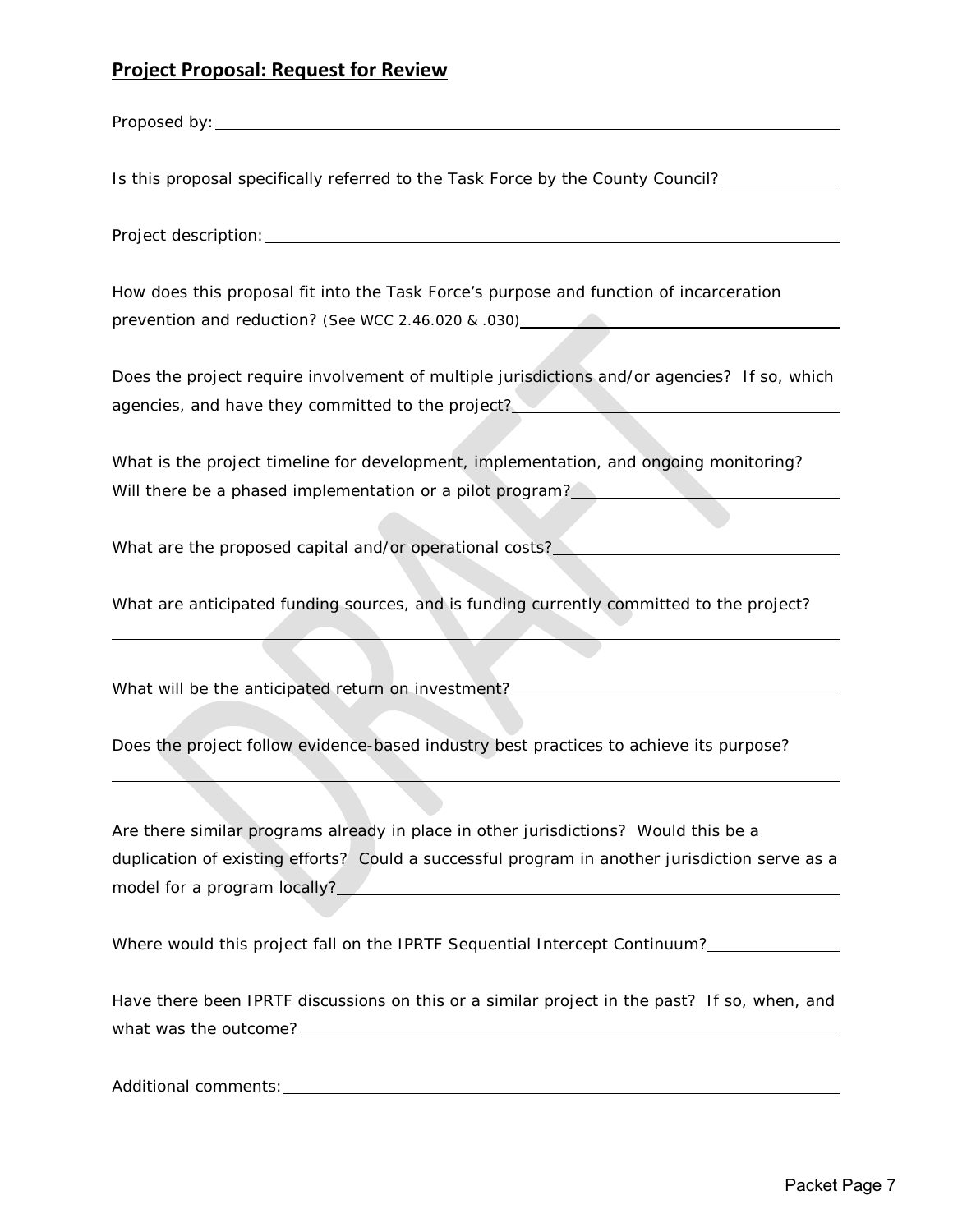## Project Proposal: Request for Review

Proposed by: 

Is this proposal specifically referred to the Task Force by the County Council? 

Project description: 

How does this proposal fit into the Task Force's purpose and function of incarceration prevention and reduction? (See WCC 2.46.020 & .030) 

Does the project require involvement of multiple jurisdictions and/or agencies? If so, which agencies, and have they committed to the project? 

What is the project timeline for development, implementation, and ongoing monitoring? Will there be a phased implementation or a pilot program? 

What are the proposed capital and/or operational costs? 

What are anticipated funding sources, and is funding currently committed to the project? 

What will be the anticipated return on investment? 

Does the project follow evidence-based industry best practices to achieve its purpose? 

Are there similar programs already in place in other jurisdictions? Would this be a duplication of existing efforts? Could a successful program in another jurisdiction serve as a model for a program locally? 

Where would this project fall on the IPRTF Sequential Intercept Continuum? 

Have there been IPRTF discussions on this or a similar project in the past? If so, when, and what was the outcome? 

Additional comments: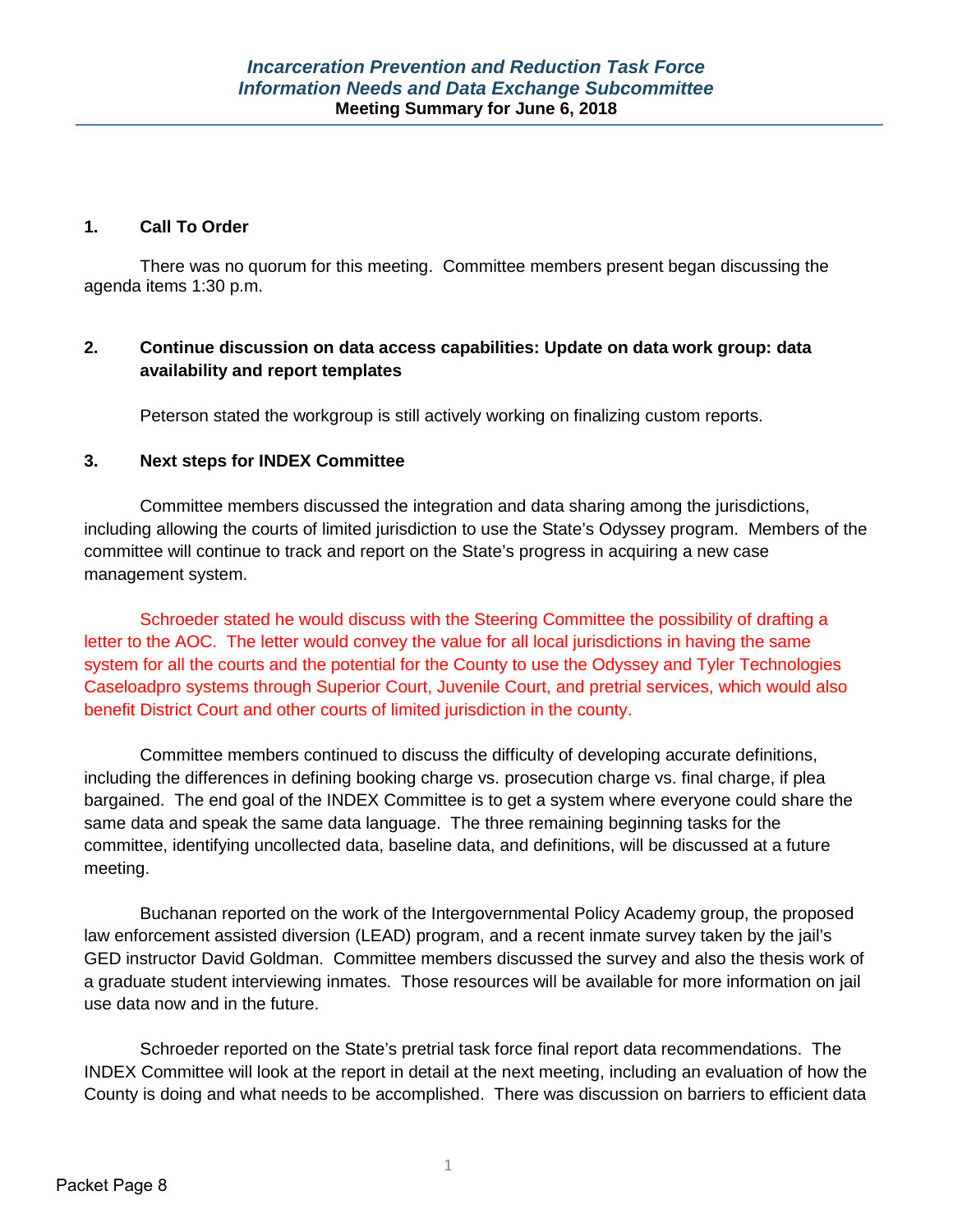# *Incarceration Prevention and Reduction Task Force*
## *Information Needs and Data Exchange Subcommittee*
### Meeting Summary for June 6, 2018

**1. Call To Order**

There was no quorum for this meeting. Committee members present began discussing the agenda items 1:30 p.m.

**2. Continue discussion on data access capabilities: Update on data work group: data availability and report templates**

Peterson stated the workgroup is still actively working on finalizing custom reports.

**3. Next steps for INDEX Committee**

Committee members discussed the integration and data sharing among the jurisdictions, including allowing the courts of limited jurisdiction to use the State's Odyssey program. Members of the committee will continue to track and report on the State's progress in acquiring a new case management system.

Schroeder stated he would discuss with the Steering Committee the possibility of drafting a letter to the AOC. The letter would convey the value for all local jurisdictions in having the same system for all the courts and the potential for the County to use the Odyssey and Tyler Technologies Caseloadpro systems through Superior Court, Juvenile Court, and pretrial services, which would also benefit District Court and other courts of limited jurisdiction in the county.

Committee members continued to discuss the difficulty of developing accurate definitions, including the differences in defining booking charge vs. prosecution charge vs. final charge, if plea bargained. The end goal of the INDEX Committee is to get a system where everyone could share the same data and speak the same data language. The three remaining beginning tasks for the committee, identifying uncollected data, baseline data, and definitions, will be discussed at a future meeting.

Buchanan reported on the work of the Intergovernmental Policy Academy group, the proposed law enforcement assisted diversion (LEAD) program, and a recent inmate survey taken by the jail's GED instructor David Goldman. Committee members discussed the survey and also the thesis work of a graduate student interviewing inmates. Those resources will be available for more information on jail use data now and in the future.

Schroeder reported on the State's pretrial task force final report data recommendations. The INDEX Committee will look at the report in detail at the next meeting, including an evaluation of how the County is doing and what needs to be accomplished. There was discussion on barriers to efficient data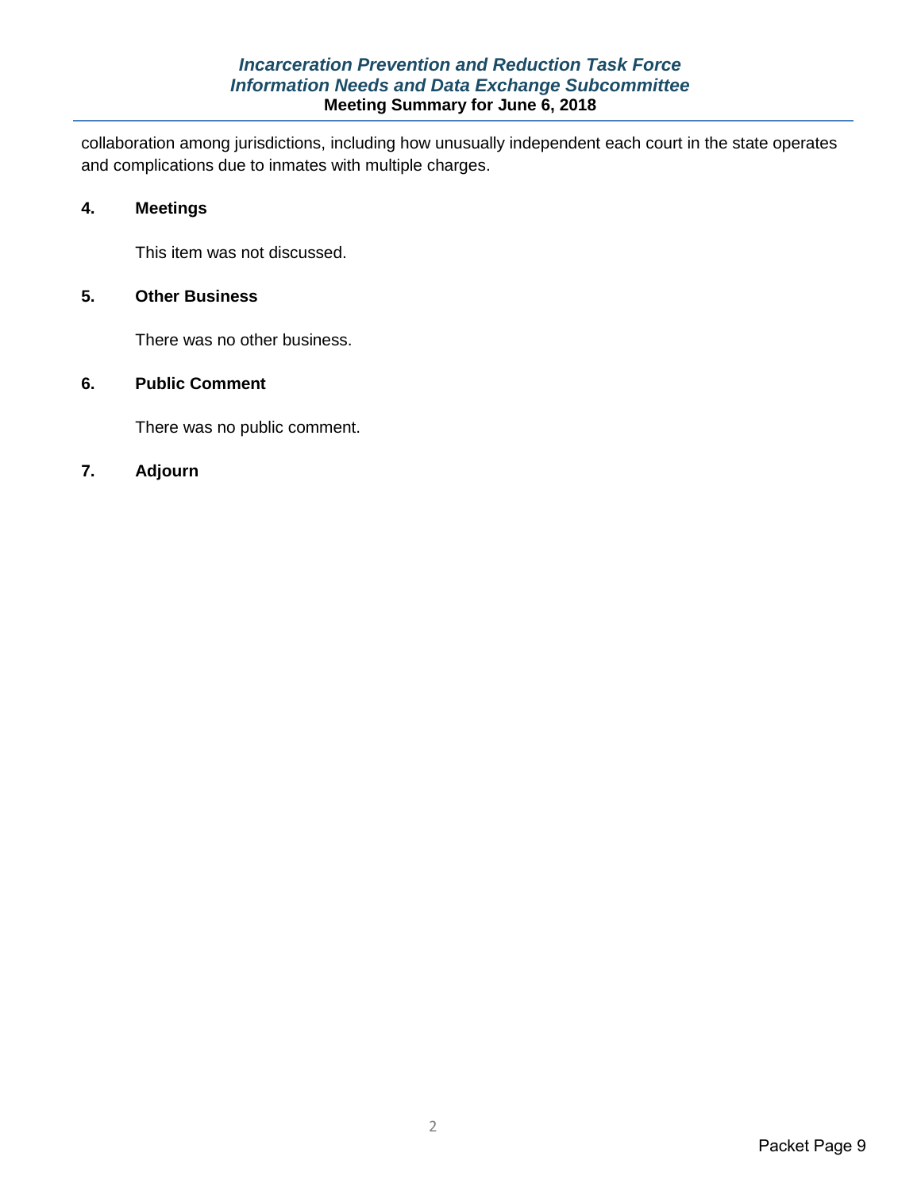collaboration among jurisdictions, including how unusually independent each court in the state operates and complications due to inmates with multiple charges.

**4. Meetings**

This item was not discussed.

**5. Other Business**

There was no other business.

**6. Public Comment**

There was no public comment.

**7. Adjourn**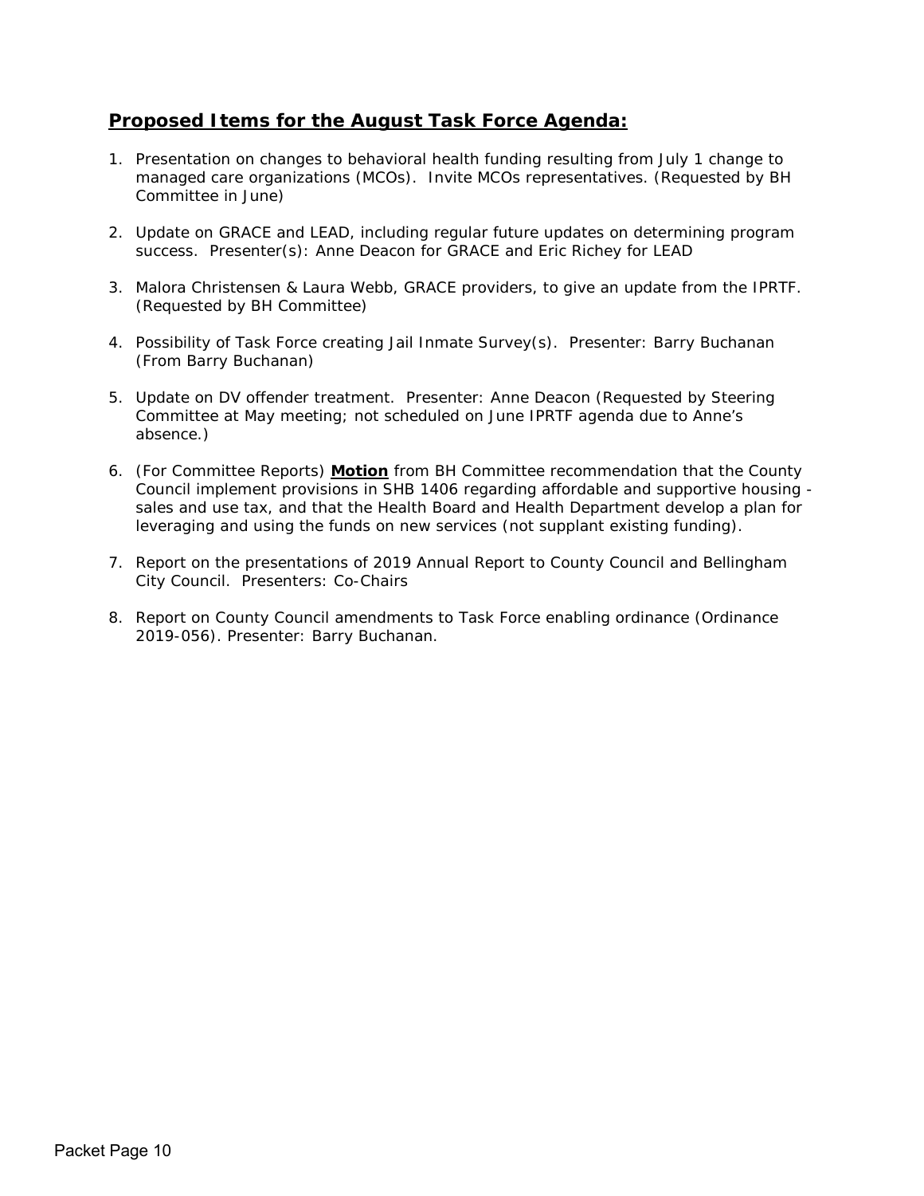## **Proposed Items for the August Task Force Agenda:**

1. Presentation on changes to behavioral health funding resulting from July 1 change to managed care organizations (MCOs). Invite MCOs representatives. (Requested by BH Committee in June)

2. Update on GRACE and LEAD, including regular future updates on determining program success. Presenter(s): Anne Deacon for GRACE and Eric Richey for LEAD

3. Malora Christensen & Laura Webb, GRACE providers, to give an update from the IPRTF. (Requested by BH Committee)

4. Possibility of Task Force creating Jail Inmate Survey(s). Presenter: Barry Buchanan (From Barry Buchanan)

5. Update on DV offender treatment. Presenter: Anne Deacon (Requested by Steering Committee at May meeting; not scheduled on June IPRTF agenda due to Anne's absence.)

6. (For Committee Reports) **Motion** from BH Committee recommendation that the County Council implement provisions in SHB 1406 regarding affordable and supportive housing - sales and use tax, and that the Health Board and Health Department develop a plan for leveraging and using the funds on new services (not supplant existing funding).

7. Report on the presentations of 2019 Annual Report to County Council and Bellingham City Council. Presenters: Co-Chairs

8. Report on County Council amendments to Task Force enabling ordinance (Ordinance 2019-056). Presenter: Barry Buchanan.